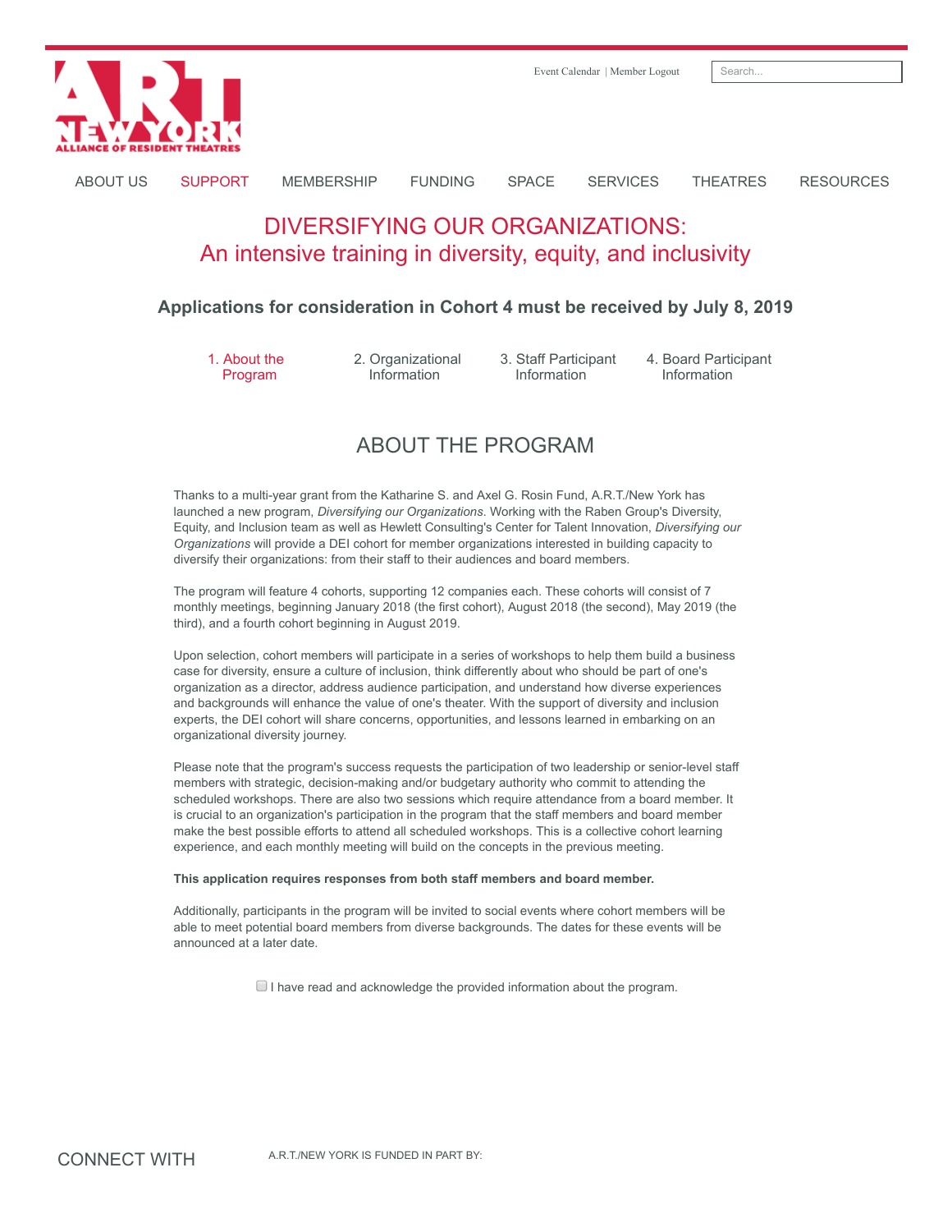Event Calendar | Member Logout

A.R.T. NEW YORK ALLIANCE OF RESIDENT THEATRES

ABOUT US SUPPORT MEMBERSHIP FUNDING SPACE SERVICES THEATRES RESOURCES

# DIVERSIFYING OUR ORGANIZATIONS:
# An intensive training in diversity, equity, and inclusivity

### Applications for consideration in Cohort 4 must be received by July 8, 2019

1. About the Program   2. Organizational Information   3. Staff Participant Information   4. Board Participant Information

## ABOUT THE PROGRAM

Thanks to a multi-year grant from the Katharine S. and Axel G. Rosin Fund, A.R.T./New York has launched a new program, *Diversifying our Organizations*. Working with the Raben Group's Diversity, Equity, and Inclusion team as well as Hewlett Consulting's Center for Talent Innovation, *Diversifying our Organizations* will provide a DEI cohort for member organizations interested in building capacity to diversify their organizations: from their staff to their audiences and board members.

The program will feature 4 cohorts, supporting 12 companies each. These cohorts will consist of 7 monthly meetings, beginning January 2018 (the first cohort), August 2018 (the second), May 2019 (the third), and a fourth cohort beginning in August 2019.

Upon selection, cohort members will participate in a series of workshops to help them build a business case for diversity, ensure a culture of inclusion, think differently about who should be part of one's organization as a director, address audience participation, and understand how diverse experiences and backgrounds will enhance the value of one's theater. With the support of diversity and inclusion experts, the DEI cohort will share concerns, opportunities, and lessons learned in embarking on an organizational diversity journey.

Please note that the program's success requests the participation of two leadership or senior-level staff members with strategic, decision-making and/or budgetary authority who commit to attending the scheduled workshops. There are also two sessions which require attendance from a board member. It is crucial to an organization's participation in the program that the staff members and board member make the best possible efforts to attend all scheduled workshops. This is a collective cohort learning experience, and each monthly meeting will build on the concepts in the previous meeting.

**This application requires responses from both staff members and board member.**

Additionally, participants in the program will be invited to social events where cohort members will be able to meet potential board members from diverse backgrounds. The dates for these events will be announced at a later date.

☐ I have read and acknowledge the provided information about the program.

CONNECT WITH

A.R.T./NEW YORK IS FUNDED IN PART BY: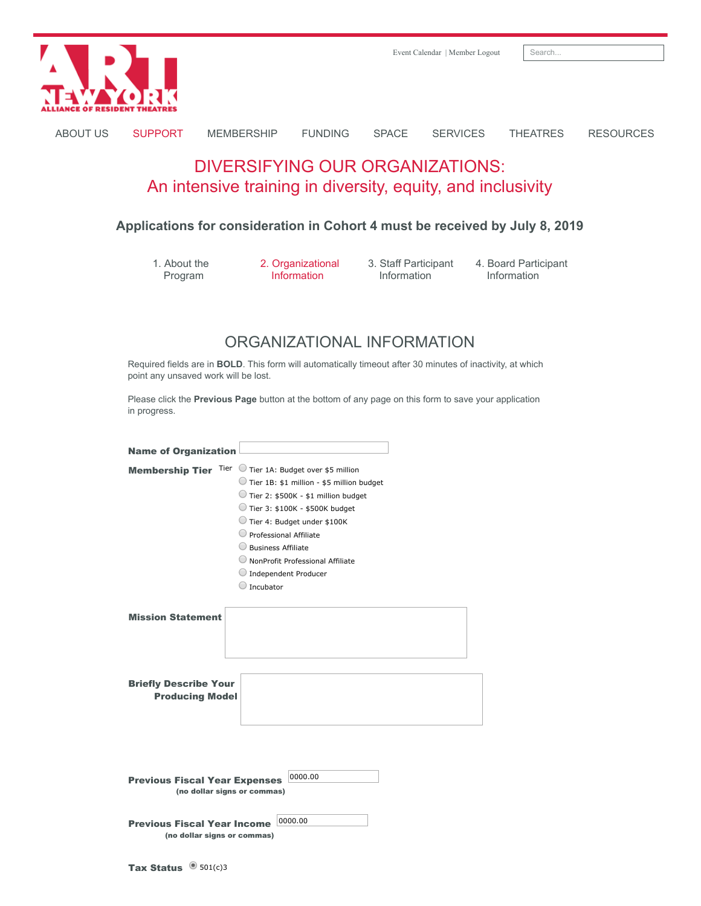ART NEW YORK
ALLIANCE OF RESIDENT THEATRES

Event Calendar | Member Logout

Search...

ABOUT US SUPPORT MEMBERSHIP FUNDING SPACE SERVICES THEATRES RESOURCES

# DIVERSIFYING OUR ORGANIZATIONS:
# An intensive training in diversity, equity, and inclusivity

### Applications for consideration in Cohort 4 must be received by July 8, 2019

1. About the Program
2. Organizational Information
3. Staff Participant Information
4. Board Participant Information

## ORGANIZATIONAL INFORMATION

Required fields are in **BOLD**. This form will automatically timeout after 30 minutes of inactivity, at which point any unsaved work will be lost.

Please click the **Previous Page** button at the bottom of any page on this form to save your application in progress.

**Name of Organization**

**Membership Tier** Tier

- Tier 1A: Budget over $5 million
- Tier 1B: $1 million - $5 million budget
- Tier 2: $500K - $1 million budget
- Tier 3: $100K - $500K budget
- Tier 4: Budget under $100K
- Professional Affiliate
- Business Affiliate
- NonProfit Professional Affiliate
- Independent Producer
- Incubator

**Mission Statement**

**Briefly Describe Your Producing Model**

**Previous Fiscal Year Expenses** 0000.00
**(no dollar signs or commas)**

**Previous Fiscal Year Income** 0000.00
**(no dollar signs or commas)**

**Tax Status** 501(c)3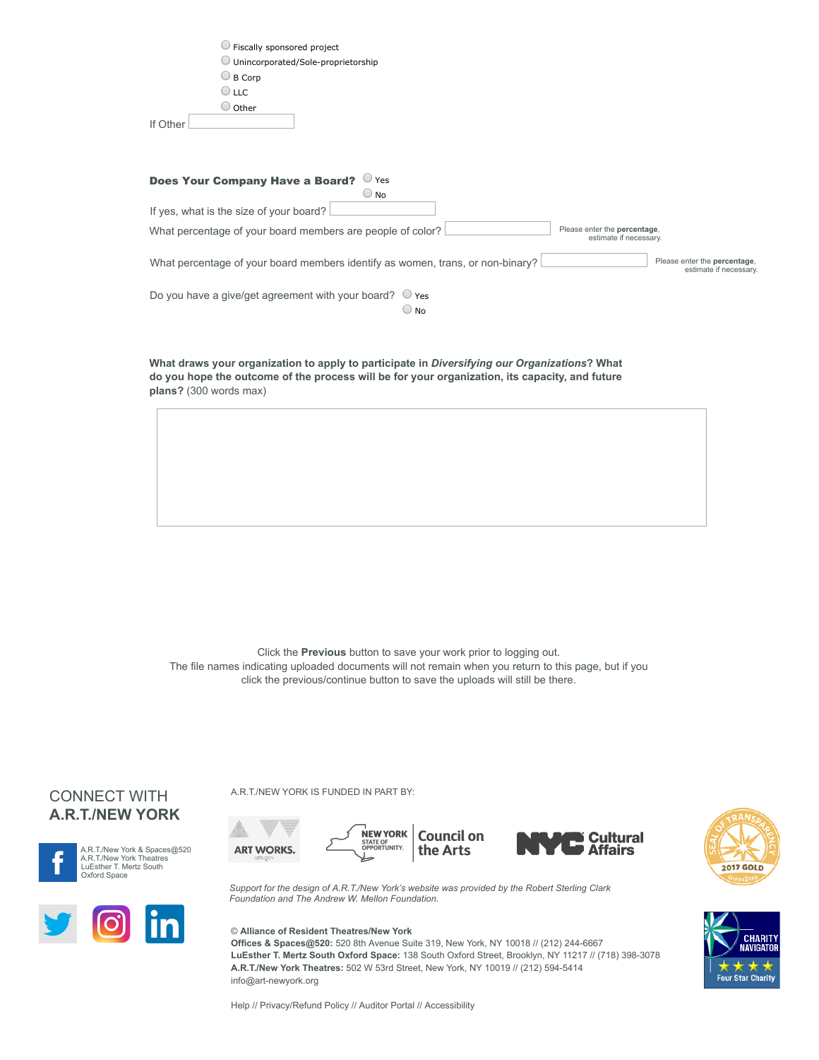- ○ Fiscally sponsored project
- ○ Unincorporated/Sole-proprietorship
- ○ B Corp
- ○ LLC
- ○ Other

If Other

**Does Your Company Have a Board?** ○ Yes ○ No

If yes, what is the size of your board?

What percentage of your board members are people of color? Please enter the **percentage**, estimate if necessary.

What percentage of your board members identify as women, trans, or non-binary? Please enter the **percentage**, estimate if necessary.

Do you have a give/get agreement with your board? ○ Yes ○ No

**What draws your organization to apply to participate in *Diversifying our Organizations*? What do you hope the outcome of the process will be for your organization, its capacity, and future plans?** (300 words max)

Click the **Previous** button to save your work prior to logging out.
The file names indicating uploaded documents will not remain when you return to this page, but if you click the previous/continue button to save the uploads will still be there.

CONNECT WITH
**A.R.T./NEW YORK**

A.R.T./New York & Spaces@520
A.R.T./New York Theatres
LuEsther T. Mertz South Oxford Space

A.R.T./NEW YORK IS FUNDED IN PART BY:

*Support for the design of A.R.T./New York's website was provided by the Robert Sterling Clark Foundation and The Andrew W. Mellon Foundation.*

© **Alliance of Resident Theatres/New York**
**Offices & Spaces@520:** 520 8th Avenue Suite 319, New York, NY 10018 // (212) 244-6667
**LuEsther T. Mertz South Oxford Space:** 138 South Oxford Street, Brooklyn, NY 11217 // (718) 398-3078
**A.R.T./New York Theatres:** 502 W 53rd Street, New York, NY 10019 // (212) 594-5414
info@art-newyork.org

Help // Privacy/Refund Policy // Auditor Portal // Accessibility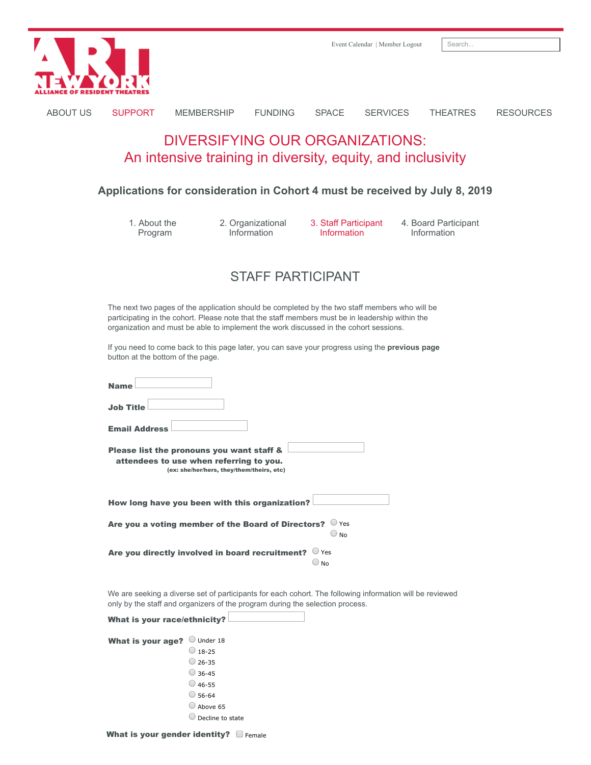Event Calendar | Member Logout

ABOUT US SUPPORT MEMBERSHIP FUNDING SPACE SERVICES THEATRES RESOURCES

# DIVERSIFYING OUR ORGANIZATIONS:
## An intensive training in diversity, equity, and inclusivity

### Applications for consideration in Cohort 4 must be received by July 8, 2019

1. About the Program
2. Organizational Information
3. Staff Participant Information
4. Board Participant Information

## STAFF PARTICIPANT

The next two pages of the application should be completed by the two staff members who will be participating in the cohort. Please note that the staff members must be in leadership within the organization and must be able to implement the work discussed in the cohort sessions.

If you need to come back to this page later, you can save your progress using the **previous page** button at the bottom of the page.

**Name**

**Job Title**

**Email Address**

**Please list the pronouns you want staff & attendees to use when referring to you.**
**(ex: she/her/hers, they/them/theirs, etc)**

**How long have you been with this organization?**

**Are you a voting member of the Board of Directors?**
- Yes
- No

**Are you directly involved in board recruitment?**
- Yes
- No

We are seeking a diverse set of participants for each cohort. The following information will be reviewed only by the staff and organizers of the program during the selection process.

**What is your race/ethnicity?**

**What is your age?**
- Under 18
- 18-25
- 26-35
- 36-45
- 46-55
- 56-64
- Above 65
- Decline to state

**What is your gender identity?**
- Female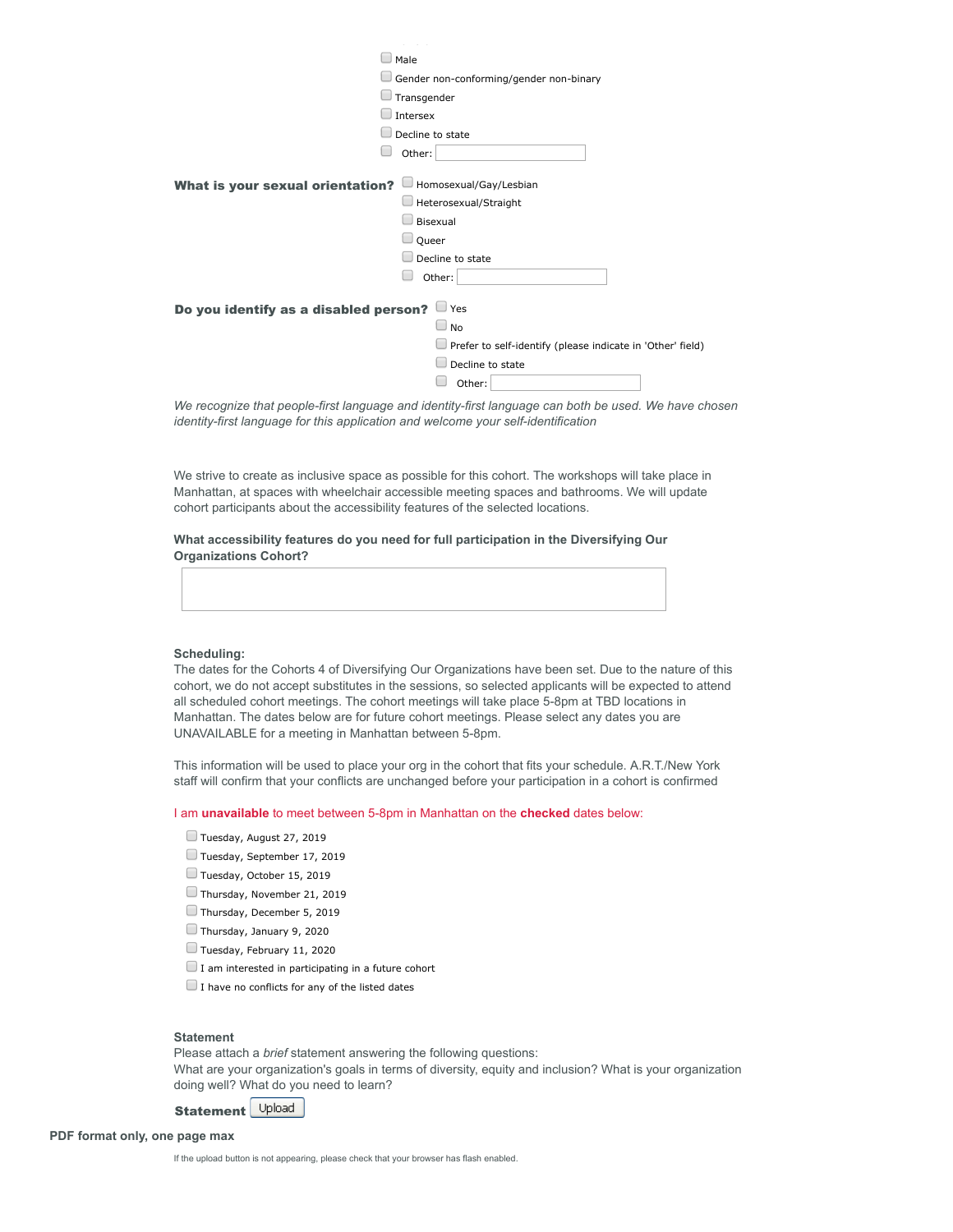- [ ] Male
- [ ] Gender non-conforming/gender non-binary
- [ ] Transgender
- [ ] Intersex
- [ ] Decline to state
- [ ] Other: ______

**What is your sexual orientation?**

- [ ] Homosexual/Gay/Lesbian
- [ ] Heterosexual/Straight
- [ ] Bisexual
- [ ] Queer
- [ ] Decline to state
- [ ] Other: ______

**Do you identify as a disabled person?**

- [ ] Yes
- [ ] No
- [ ] Prefer to self-identify (please indicate in 'Other' field)
- [ ] Decline to state
- [ ] Other: ______

*We recognize that people-first language and identity-first language can both be used. We have chosen identity-first language for this application and welcome your self-identification*

We strive to create as inclusive space as possible for this cohort. The workshops will take place in Manhattan, at spaces with wheelchair accessible meeting spaces and bathrooms. We will update cohort participants about the accessibility features of the selected locations.

**What accessibility features do you need for full participation in the Diversifying Our Organizations Cohort?**

______

**Scheduling:**

The dates for the Cohorts 4 of Diversifying Our Organizations have been set. Due to the nature of this cohort, we do not accept substitutes in the sessions, so selected applicants will be expected to attend all scheduled cohort meetings. The cohort meetings will take place 5-8pm at TBD locations in Manhattan. The dates below are for future cohort meetings. Please select any dates you are UNAVAILABLE for a meeting in Manhattan between 5-8pm.

This information will be used to place your org in the cohort that fits your schedule. A.R.T./New York staff will confirm that your conflicts are unchanged before your participation in a cohort is confirmed

I am **unavailable** to meet between 5-8pm in Manhattan on the **checked** dates below:

- [ ] Tuesday, August 27, 2019
- [ ] Tuesday, September 17, 2019
- [ ] Tuesday, October 15, 2019
- [ ] Thursday, November 21, 2019
- [ ] Thursday, December 5, 2019
- [ ] Thursday, January 9, 2020
- [ ] Tuesday, February 11, 2020
- [ ] I am interested in participating in a future cohort
- [ ] I have no conflicts for any of the listed dates

**Statement**

Please attach a *brief* statement answering the following questions:
What are your organization's goals in terms of diversity, equity and inclusion? What is your organization doing well? What do you need to learn?

**Statement** [Upload]

**PDF format only, one page max**

If the upload button is not appearing, please check that your browser has flash enabled.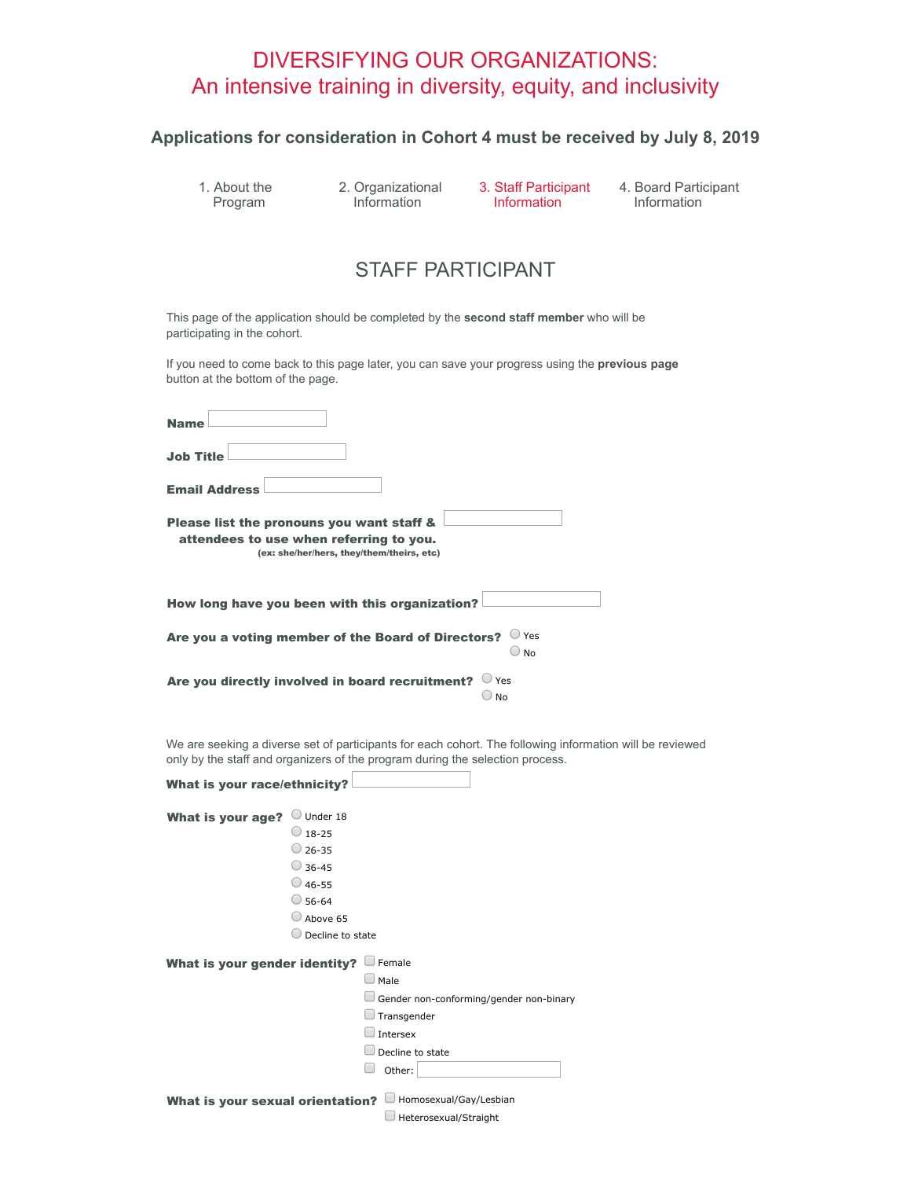# DIVERSIFYING OUR ORGANIZATIONS:
# An intensive training in diversity, equity, and inclusivity

### Applications for consideration in Cohort 4 must be received by July 8, 2019

1. About the Program
2. Organizational Information
3. Staff Participant Information
4. Board Participant Information

## STAFF PARTICIPANT

This page of the application should be completed by the **second staff member** who will be participating in the cohort.

If you need to come back to this page later, you can save your progress using the **previous page** button at the bottom of the page.

**Name** ______________

**Job Title** ______________

**Email Address** ______________

**Please list the pronouns you want staff & attendees to use when referring to you.**
**(ex: she/her/hers, they/them/theirs, etc)** ______________

**How long have you been with this organization?** ______________

**Are you a voting member of the Board of Directors?**
- ☐ Yes
- ☐ No

**Are you directly involved in board recruitment?**
- ☐ Yes
- ☐ No

We are seeking a diverse set of participants for each cohort. The following information will be reviewed only by the staff and organizers of the program during the selection process.

**What is your race/ethnicity?** ______________

**What is your age?**
- ☐ Under 18
- ☐ 18-25
- ☐ 26-35
- ☐ 36-45
- ☐ 46-55
- ☐ 56-64
- ☐ Above 65
- ☐ Decline to state

**What is your gender identity?**
- ☐ Female
- ☐ Male
- ☐ Gender non-conforming/gender non-binary
- ☐ Transgender
- ☐ Intersex
- ☐ Decline to state
- ☐ Other: ______________

**What is your sexual orientation?**
- ☐ Homosexual/Gay/Lesbian
- ☐ Heterosexual/Straight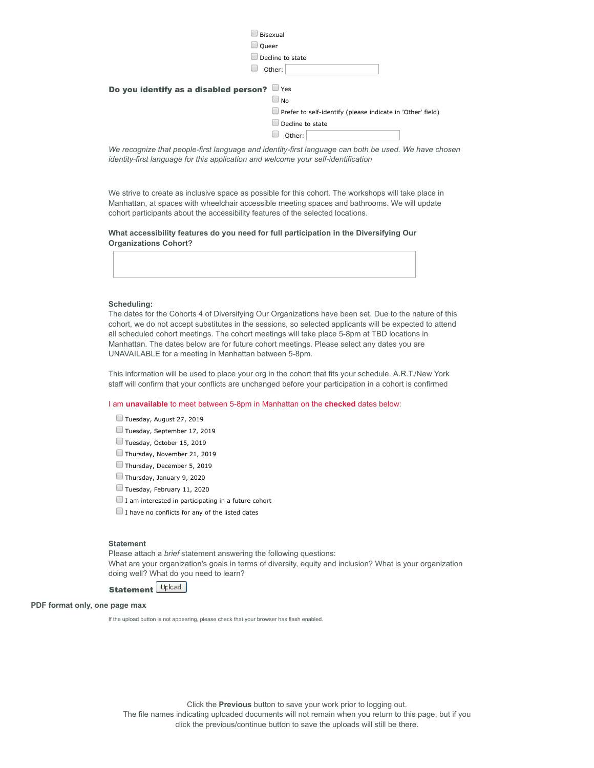- [ ] Bisexual
- [ ] Queer
- [ ] Decline to state
- [ ] Other: ____________

**Do you identify as a disabled person?**

- [ ] Yes
- [ ] No
- [ ] Prefer to self-identify (please indicate in 'Other' field)
- [ ] Decline to state
- [ ] Other: ____________

*We recognize that people-first language and identity-first language can both be used. We have chosen identity-first language for this application and welcome your self-identification*

We strive to create as inclusive space as possible for this cohort. The workshops will take place in Manhattan, at spaces with wheelchair accessible meeting spaces and bathrooms. We will update cohort participants about the accessibility features of the selected locations.

**What accessibility features do you need for full participation in the Diversifying Our Organizations Cohort?**

**Scheduling:**

The dates for the Cohorts 4 of Diversifying Our Organizations have been set. Due to the nature of this cohort, we do not accept substitutes in the sessions, so selected applicants will be expected to attend all scheduled cohort meetings. The cohort meetings will take place 5-8pm at TBD locations in Manhattan. The dates below are for future cohort meetings. Please select any dates you are UNAVAILABLE for a meeting in Manhattan between 5-8pm.

This information will be used to place your org in the cohort that fits your schedule. A.R.T./New York staff will confirm that your conflicts are unchanged before your participation in a cohort is confirmed

I am **unavailable** to meet between 5-8pm in Manhattan on the **checked** dates below:

- [ ] Tuesday, August 27, 2019
- [ ] Tuesday, September 17, 2019
- [ ] Tuesday, October 15, 2019
- [ ] Thursday, November 21, 2019
- [ ] Thursday, December 5, 2019
- [ ] Thursday, January 9, 2020
- [ ] Tuesday, February 11, 2020
- [ ] I am interested in participating in a future cohort
- [ ] I have no conflicts for any of the listed dates

**Statement**

Please attach a *brief* statement answering the following questions:
What are your organization's goals in terms of diversity, equity and inclusion? What is your organization doing well? What do you need to learn?

**Statement** [Upload]

**PDF format only, one page max**

If the upload button is not appearing, please check that your browser has flash enabled.

Click the **Previous** button to save your work prior to logging out.
The file names indicating uploaded documents will not remain when you return to this page, but if you click the previous/continue button to save the uploads will still be there.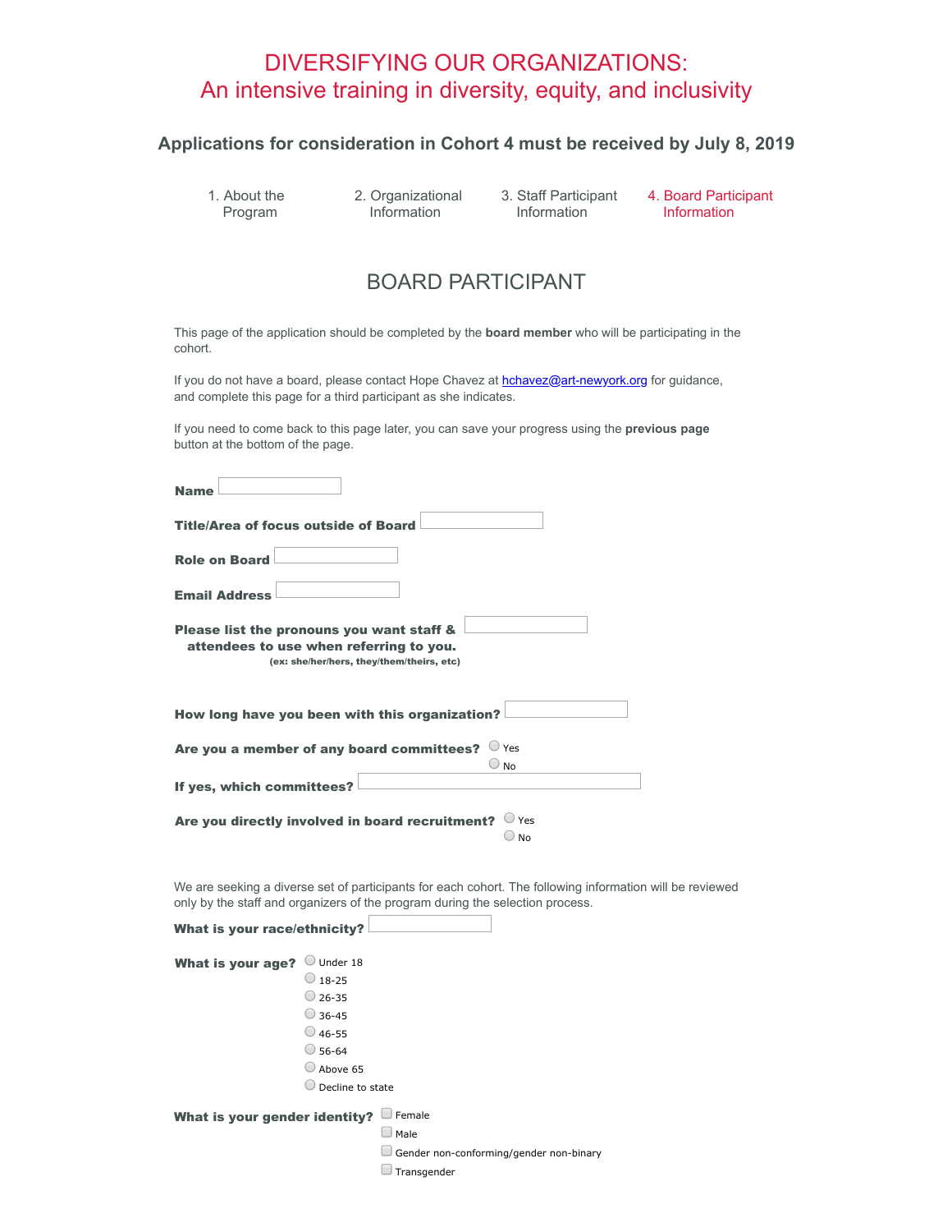# DIVERSIFYING OUR ORGANIZATIONS:
## An intensive training in diversity, equity, and inclusivity

### Applications for consideration in Cohort 4 must be received by July 8, 2019

1. About the Program
2. Organizational Information
3. Staff Participant Information
4. Board Participant Information

## BOARD PARTICIPANT

This page of the application should be completed by the **board member** who will be participating in the cohort.

If you do not have a board, please contact Hope Chavez at hchavez@art-newyork.org for guidance, and complete this page for a third participant as she indicates.

If you need to come back to this page later, you can save your progress using the **previous page** button at the bottom of the page.

**Name**

**Title/Area of focus outside of Board**

**Role on Board**

**Email Address**

**Please list the pronouns you want staff & attendees to use when referring to you.**
**(ex: she/her/hers, they/them/theirs, etc)**

**How long have you been with this organization?**

**Are you a member of any board committees?**
- Yes
- No

**If yes, which committees?**

**Are you directly involved in board recruitment?**
- Yes
- No

We are seeking a diverse set of participants for each cohort. The following information will be reviewed only by the staff and organizers of the program during the selection process.

**What is your race/ethnicity?**

**What is your age?**
- Under 18
- 18-25
- 26-35
- 36-45
- 46-55
- 56-64
- Above 65
- Decline to state

**What is your gender identity?**
- Female
- Male
- Gender non-conforming/gender non-binary
- Transgender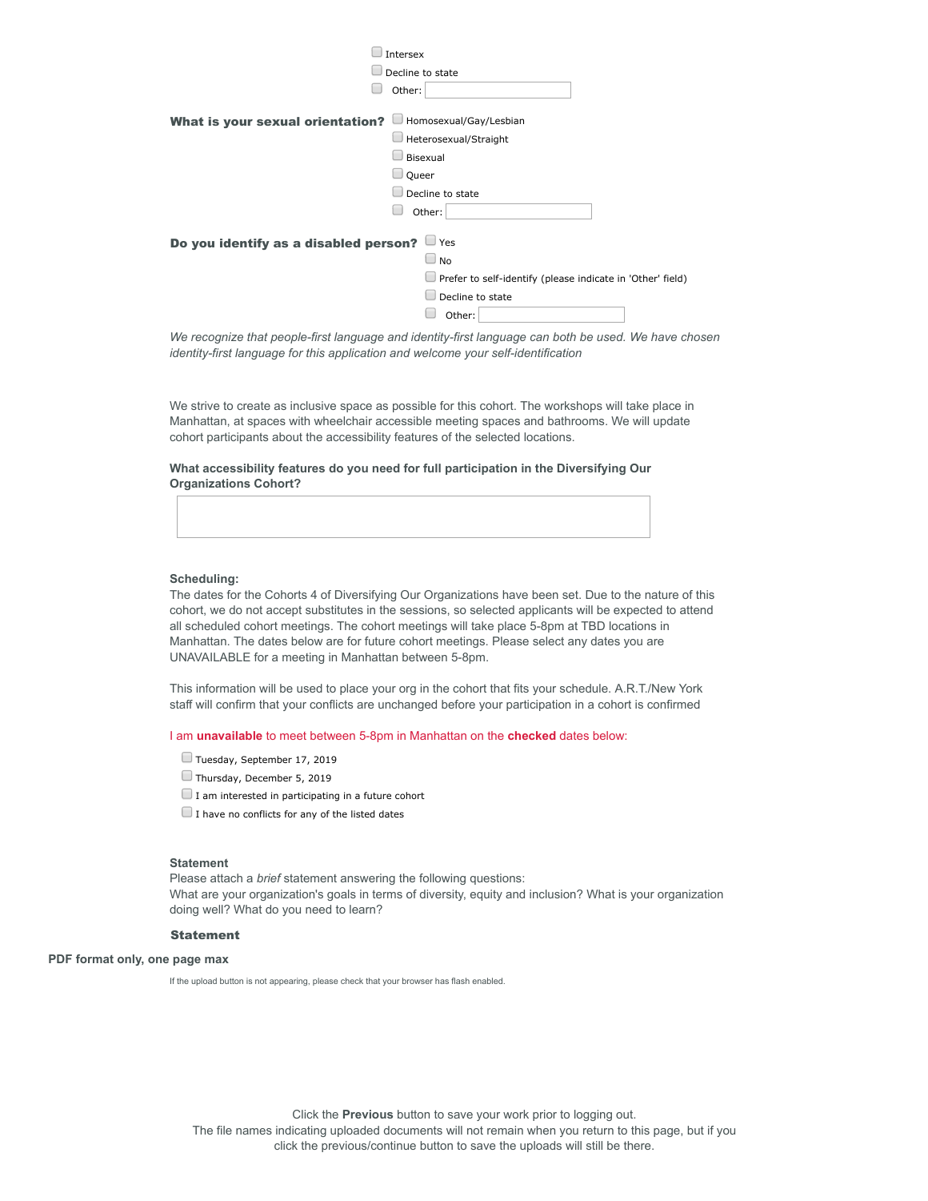- [ ] Intersex
- [ ] Decline to state
- [ ] Other: ____________

**What is your sexual orientation?**

- [ ] Homosexual/Gay/Lesbian
- [ ] Heterosexual/Straight
- [ ] Bisexual
- [ ] Queer
- [ ] Decline to state
- [ ] Other: ____________

**Do you identify as a disabled person?**

- [ ] Yes
- [ ] No
- [ ] Prefer to self-identify (please indicate in 'Other' field)
- [ ] Decline to state
- [ ] Other: ____________

*We recognize that people-first language and identity-first language can both be used. We have chosen identity-first language for this application and welcome your self-identification*

We strive to create as inclusive space as possible for this cohort. The workshops will take place in Manhattan, at spaces with wheelchair accessible meeting spaces and bathrooms. We will update cohort participants about the accessibility features of the selected locations.

**What accessibility features do you need for full participation in the Diversifying Our Organizations Cohort?**

____________

**Scheduling:**

The dates for the Cohorts 4 of Diversifying Our Organizations have been set. Due to the nature of this cohort, we do not accept substitutes in the sessions, so selected applicants will be expected to attend all scheduled cohort meetings. The cohort meetings will take place 5-8pm at TBD locations in Manhattan. The dates below are for future cohort meetings. Please select any dates you are UNAVAILABLE for a meeting in Manhattan between 5-8pm.

This information will be used to place your org in the cohort that fits your schedule. A.R.T./New York staff will confirm that your conflicts are unchanged before your participation in a cohort is confirmed

I am **unavailable** to meet between 5-8pm in Manhattan on the **checked** dates below:

- [ ] Tuesday, September 17, 2019
- [ ] Thursday, December 5, 2019
- [ ] I am interested in participating in a future cohort
- [ ] I have no conflicts for any of the listed dates

**Statement**

Please attach a *brief* statement answering the following questions:
What are your organization's goals in terms of diversity, equity and inclusion? What is your organization doing well? What do you need to learn?

**Statement**

**PDF format only, one page max**

If the upload button is not appearing, please check that your browser has flash enabled.

Click the **Previous** button to save your work prior to logging out.
The file names indicating uploaded documents will not remain when you return to this page, but if you click the previous/continue button to save the uploads will still be there.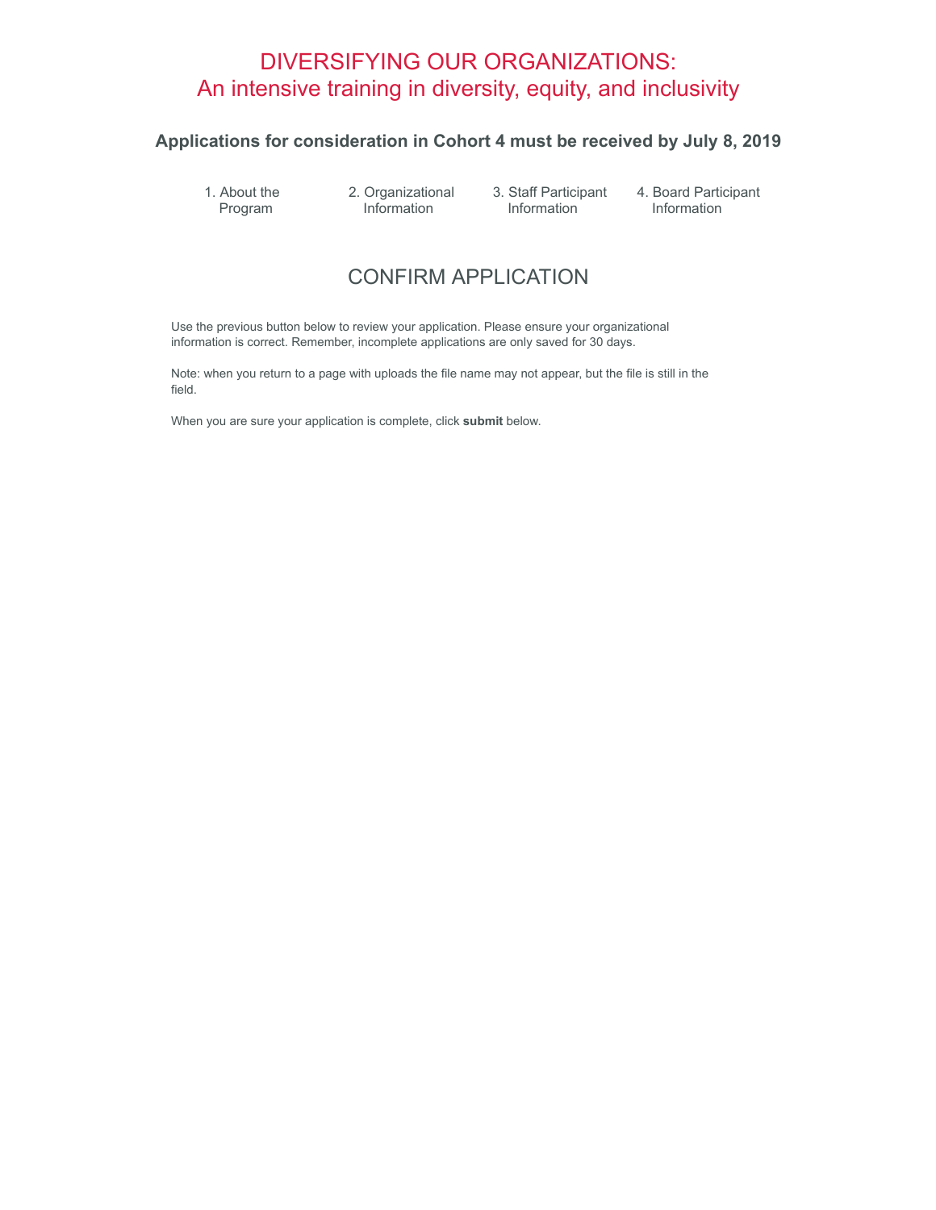# DIVERSIFYING OUR ORGANIZATIONS:
# An intensive training in diversity, equity, and inclusivity

### Applications for consideration in Cohort 4 must be received by July 8, 2019

1. About the Program
2. Organizational Information
3. Staff Participant Information
4. Board Participant Information

## CONFIRM APPLICATION

Use the previous button below to review your application. Please ensure your organizational information is correct. Remember, incomplete applications are only saved for 30 days.

Note: when you return to a page with uploads the file name may not appear, but the file is still in the field.

When you are sure your application is complete, click **submit** below.